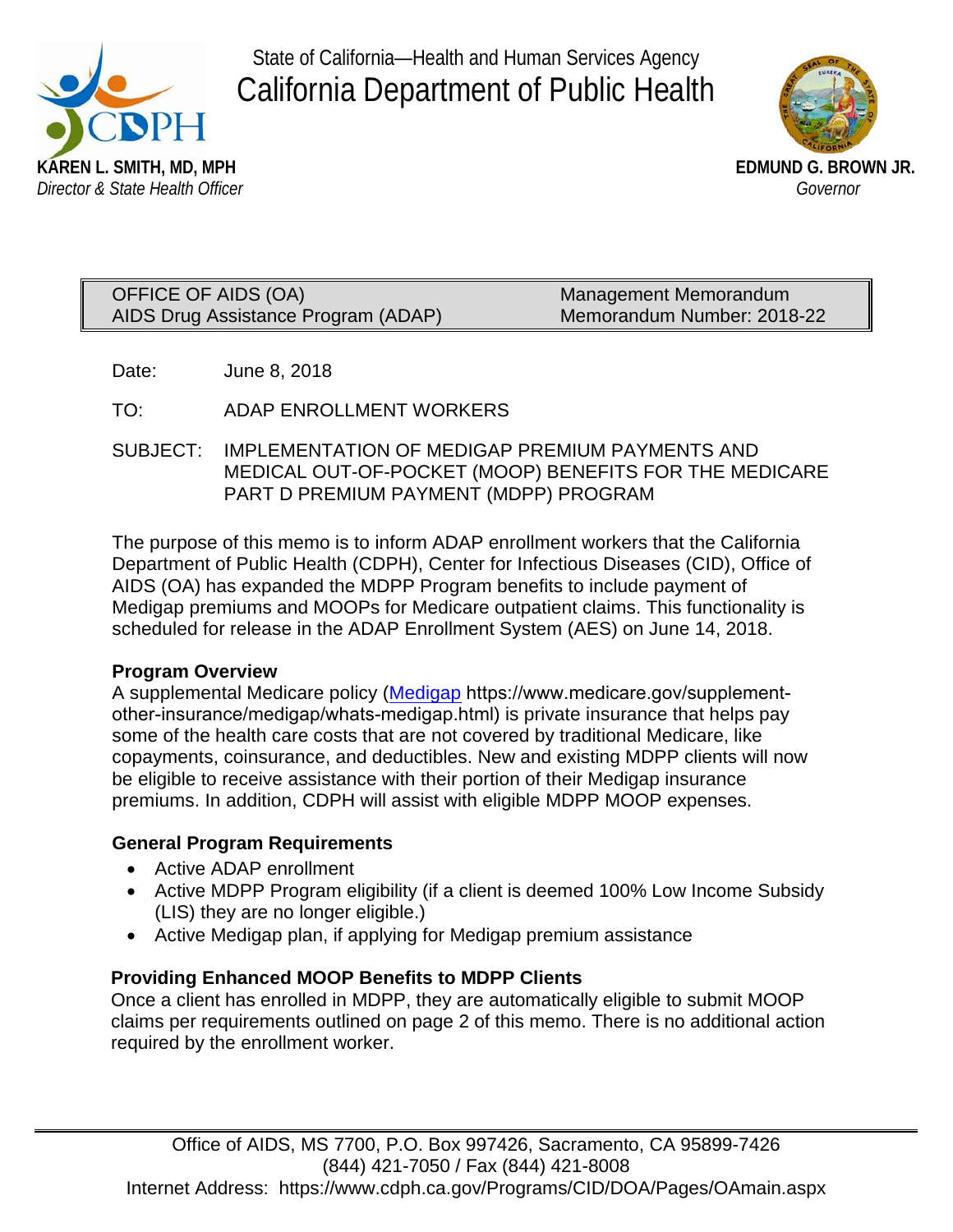State of California—Health and Human Services Agency

# California Department of Public Health

**KAREN L. SMITH, MD, MPH**
*Director & State Health Officer*

**EDMUND G. BROWN JR.**
*Governor*

| OFFICE OF AIDS (OA) | Management Memorandum |
| --- | --- |
| AIDS Drug Assistance Program (ADAP) | Memorandum Number: 2018-22 |

Date: June 8, 2018

TO: ADAP ENROLLMENT WORKERS

SUBJECT: IMPLEMENTATION OF MEDIGAP PREMIUM PAYMENTS AND MEDICAL OUT-OF-POCKET (MOOP) BENEFITS FOR THE MEDICARE PART D PREMIUM PAYMENT (MDPP) PROGRAM

The purpose of this memo is to inform ADAP enrollment workers that the California Department of Public Health (CDPH), Center for Infectious Diseases (CID), Office of AIDS (OA) has expanded the MDPP Program benefits to include payment of Medigap premiums and MOOPs for Medicare outpatient claims. This functionality is scheduled for release in the ADAP Enrollment System (AES) on June 14, 2018.

**Program Overview**

A supplemental Medicare policy (Medigap https://www.medicare.gov/supplement-other-insurance/medigap/whats-medigap.html) is private insurance that helps pay some of the health care costs that are not covered by traditional Medicare, like copayments, coinsurance, and deductibles. New and existing MDPP clients will now be eligible to receive assistance with their portion of their Medigap insurance premiums. In addition, CDPH will assist with eligible MDPP MOOP expenses.

**General Program Requirements**

- Active ADAP enrollment
- Active MDPP Program eligibility (if a client is deemed 100% Low Income Subsidy (LIS) they are no longer eligible.)
- Active Medigap plan, if applying for Medigap premium assistance

**Providing Enhanced MOOP Benefits to MDPP Clients**

Once a client has enrolled in MDPP, they are automatically eligible to submit MOOP claims per requirements outlined on page 2 of this memo. There is no additional action required by the enrollment worker.

Office of AIDS, MS 7700, P.O. Box 997426, Sacramento, CA 95899-7426
(844) 421-7050 / Fax (844) 421-8008
Internet Address: https://www.cdph.ca.gov/Programs/CID/DOA/Pages/OAmain.aspx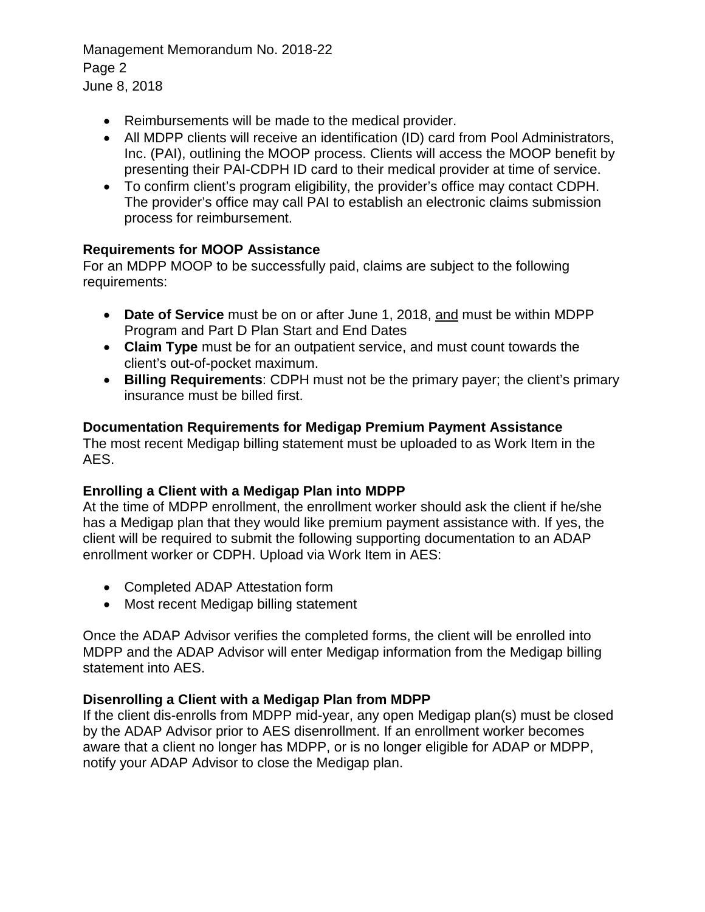- Reimbursements will be made to the medical provider.
- All MDPP clients will receive an identification (ID) card from Pool Administrators, Inc. (PAI), outlining the MOOP process. Clients will access the MOOP benefit by presenting their PAI-CDPH ID card to their medical provider at time of service.
- To confirm client's program eligibility, the provider's office may contact CDPH. The provider's office may call PAI to establish an electronic claims submission process for reimbursement.

**Requirements for MOOP Assistance**

For an MDPP MOOP to be successfully paid, claims are subject to the following requirements:

- **Date of Service** must be on or after June 1, 2018, <u>and</u> must be within MDPP Program and Part D Plan Start and End Dates
- **Claim Type** must be for an outpatient service, and must count towards the client's out-of-pocket maximum.
- **Billing Requirements**: CDPH must not be the primary payer; the client's primary insurance must be billed first.

**Documentation Requirements for Medigap Premium Payment Assistance**

The most recent Medigap billing statement must be uploaded to as Work Item in the AES.

**Enrolling a Client with a Medigap Plan into MDPP**

At the time of MDPP enrollment, the enrollment worker should ask the client if he/she has a Medigap plan that they would like premium payment assistance with. If yes, the client will be required to submit the following supporting documentation to an ADAP enrollment worker or CDPH. Upload via Work Item in AES:

- Completed ADAP Attestation form
- Most recent Medigap billing statement

Once the ADAP Advisor verifies the completed forms, the client will be enrolled into MDPP and the ADAP Advisor will enter Medigap information from the Medigap billing statement into AES.

**Disenrolling a Client with a Medigap Plan from MDPP**

If the client dis-enrolls from MDPP mid-year, any open Medigap plan(s) must be closed by the ADAP Advisor prior to AES disenrollment. If an enrollment worker becomes aware that a client no longer has MDPP, or is no longer eligible for ADAP or MDPP, notify your ADAP Advisor to close the Medigap plan.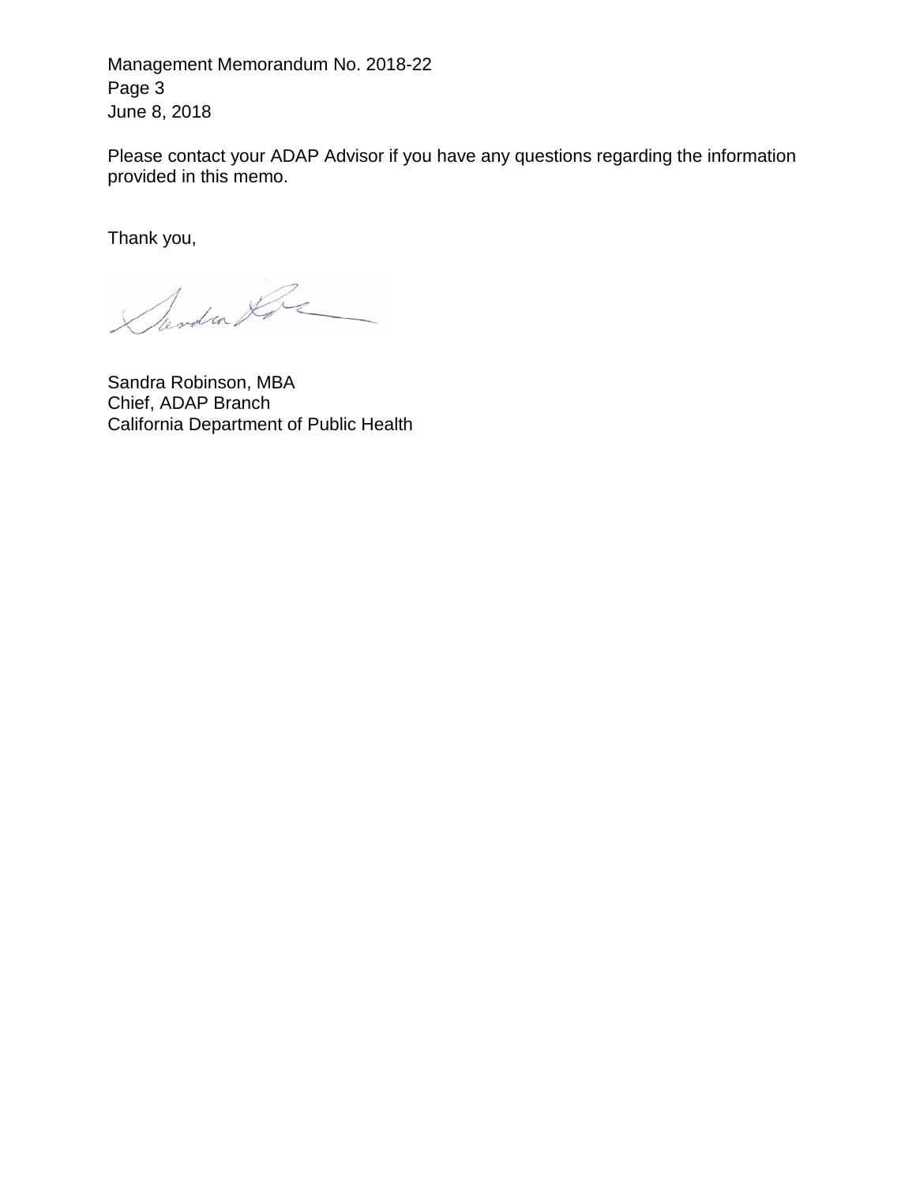Please contact your ADAP Advisor if you have any questions regarding the information provided in this memo.

Thank you,

Sandra Robinson, MBA
Chief, ADAP Branch
California Department of Public Health